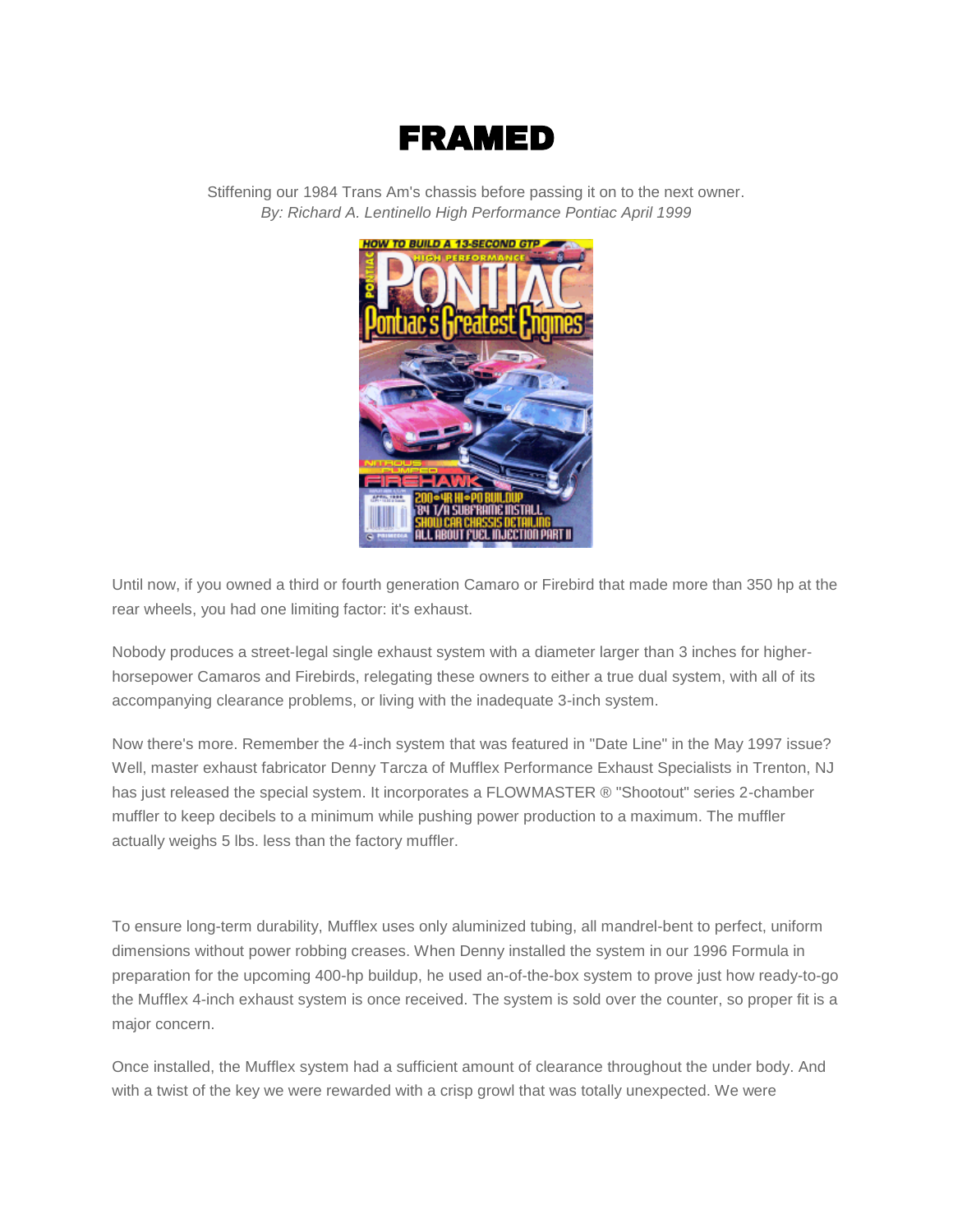# FRAMED

Stiffening our 1984 Trans Am's chassis before passing it on to the next owner.
*By: Richard A. Lentinello High Performance Pontiac April 1999*

Until now, if you owned a third or fourth generation Camaro or Firebird that made more than 350 hp at the rear wheels, you had one limiting factor: it's exhaust.

Nobody produces a street-legal single exhaust system with a diameter larger than 3 inches for higher-horsepower Camaros and Firebirds, relegating these owners to either a true dual system, with all of its accompanying clearance problems, or living with the inadequate 3-inch system.

Now there's more. Remember the 4-inch system that was featured in "Date Line" in the May 1997 issue? Well, master exhaust fabricator Denny Tarcza of Mufflex Performance Exhaust Specialists in Trenton, NJ has just released the special system. It incorporates a FLOWMASTER ® "Shootout" series 2-chamber muffler to keep decibels to a minimum while pushing power production to a maximum. The muffler actually weighs 5 lbs. less than the factory muffler.

To ensure long-term durability, Mufflex uses only aluminized tubing, all mandrel-bent to perfect, uniform dimensions without power robbing creases. When Denny installed the system in our 1996 Formula in preparation for the upcoming 400-hp buildup, he used an-of-the-box system to prove just how ready-to-go the Mufflex 4-inch exhaust system is once received. The system is sold over the counter, so proper fit is a major concern.

Once installed, the Mufflex system had a sufficient amount of clearance throughout the under body. And with a twist of the key we were rewarded with a crisp growl that was totally unexpected. We were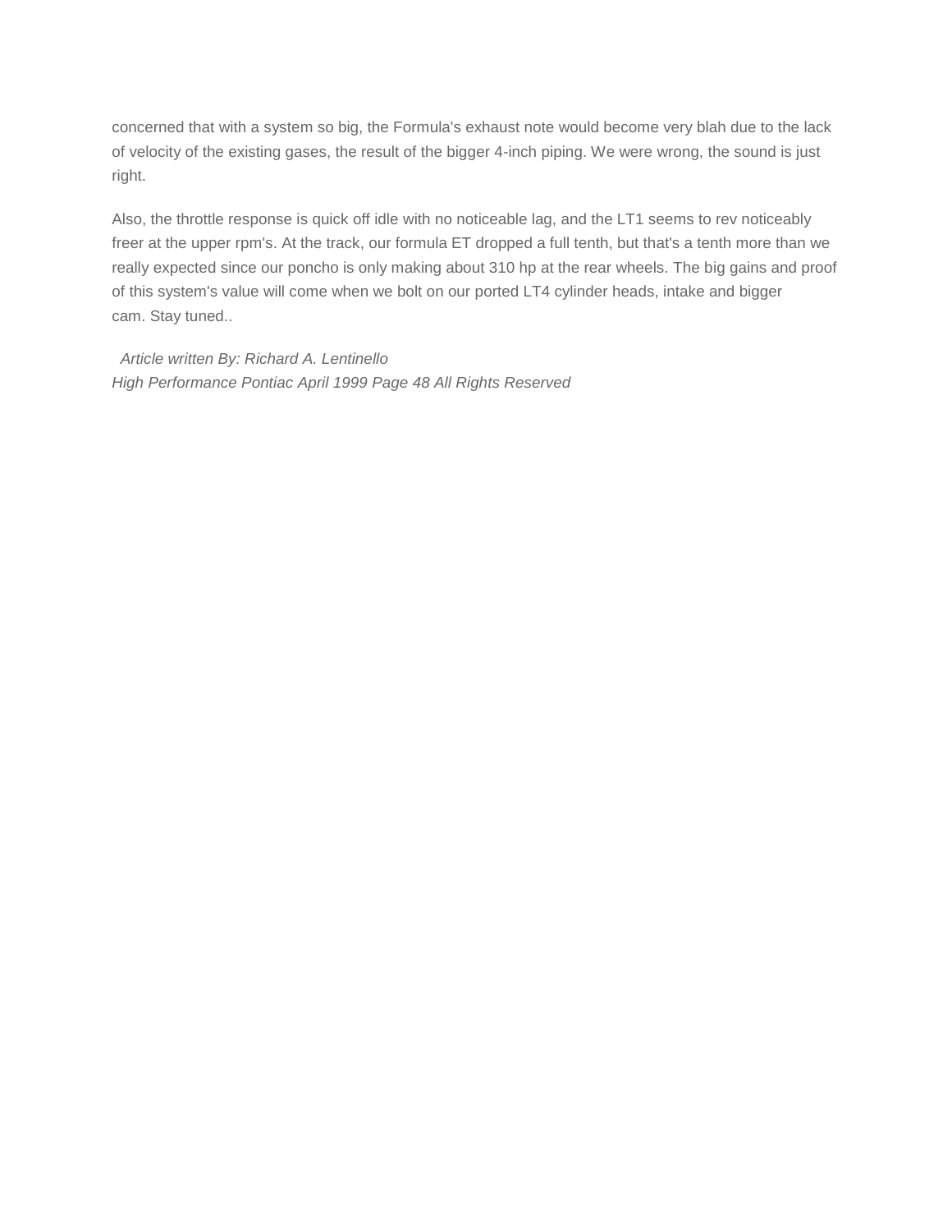concerned that with a system so big, the Formula's exhaust note would become very blah due to the lack of velocity of the existing gases, the result of the bigger 4-inch piping. We were wrong, the sound is just right.

Also, the throttle response is quick off idle with no noticeable lag, and the LT1 seems to rev noticeably freer at the upper rpm's. At the track, our formula ET dropped a full tenth, but that's a tenth more than we really expected since our poncho is only making about 310 hp at the rear wheels. The big gains and proof of this system's value will come when we bolt on our ported LT4 cylinder heads, intake and bigger cam. Stay tuned..

*Article written By: Richard A. Lentinello*
*High Performance Pontiac April 1999 Page 48 All Rights Reserved*